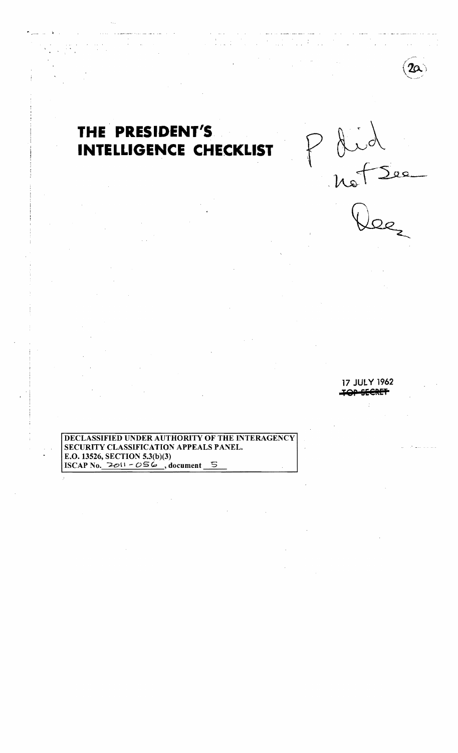# THE PRESIDENT'S INTELLIGENCE CHECKLIST

(2a)

P did not see

Dee

17 JULY 1962

~~TOP SECRET~~

DECLASSIFIED UNDER AUTHORITY OF THE INTERAGENCY SECURITY CLASSIFICATION APPEALS PANEL.
E.O. 13526, SECTION 5.3(b)(3)
ISCAP No. 2011 - 056, document 5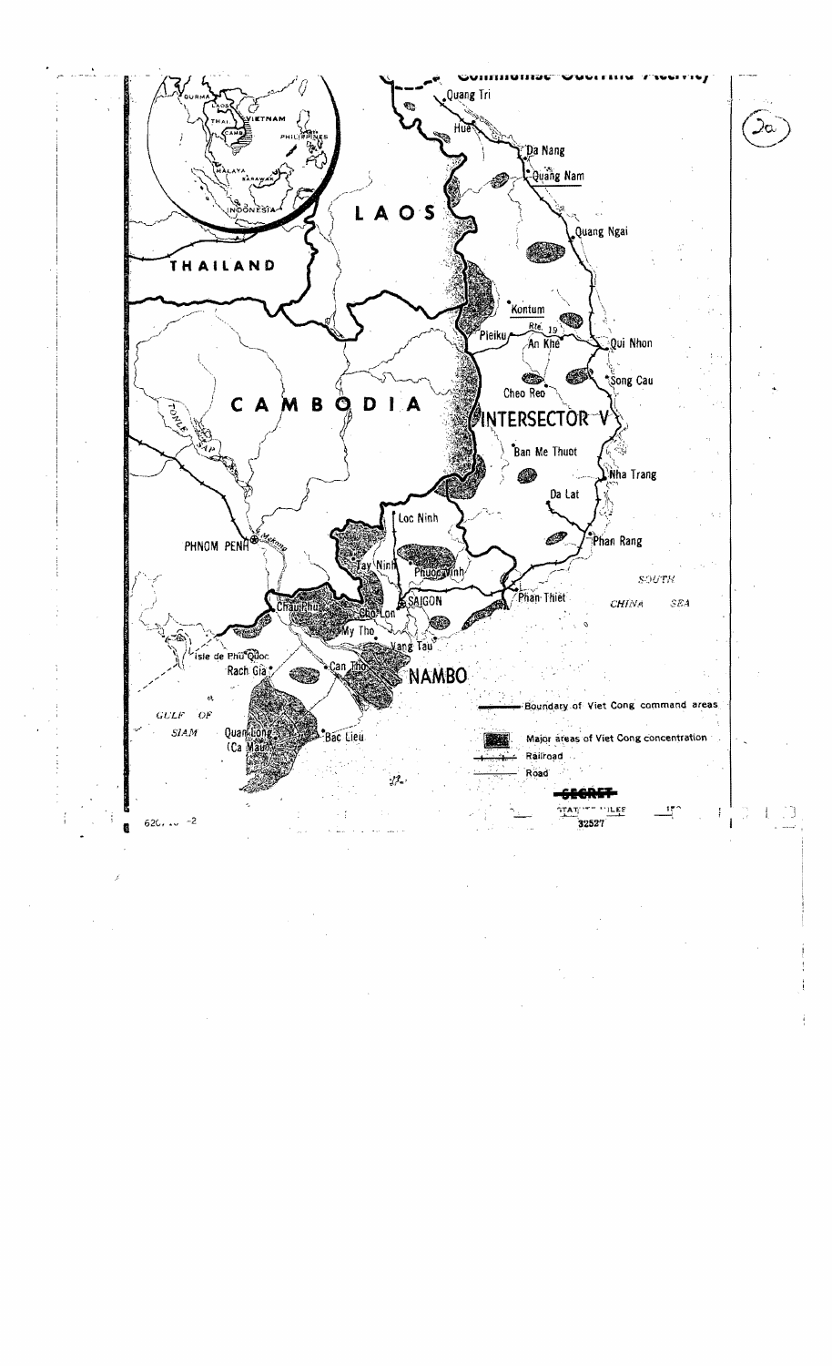Communist Guerrilla Activity

Boundary of Viet Cong command areas

Major areas of Viet Cong concentration

Railroad

Road

SECRET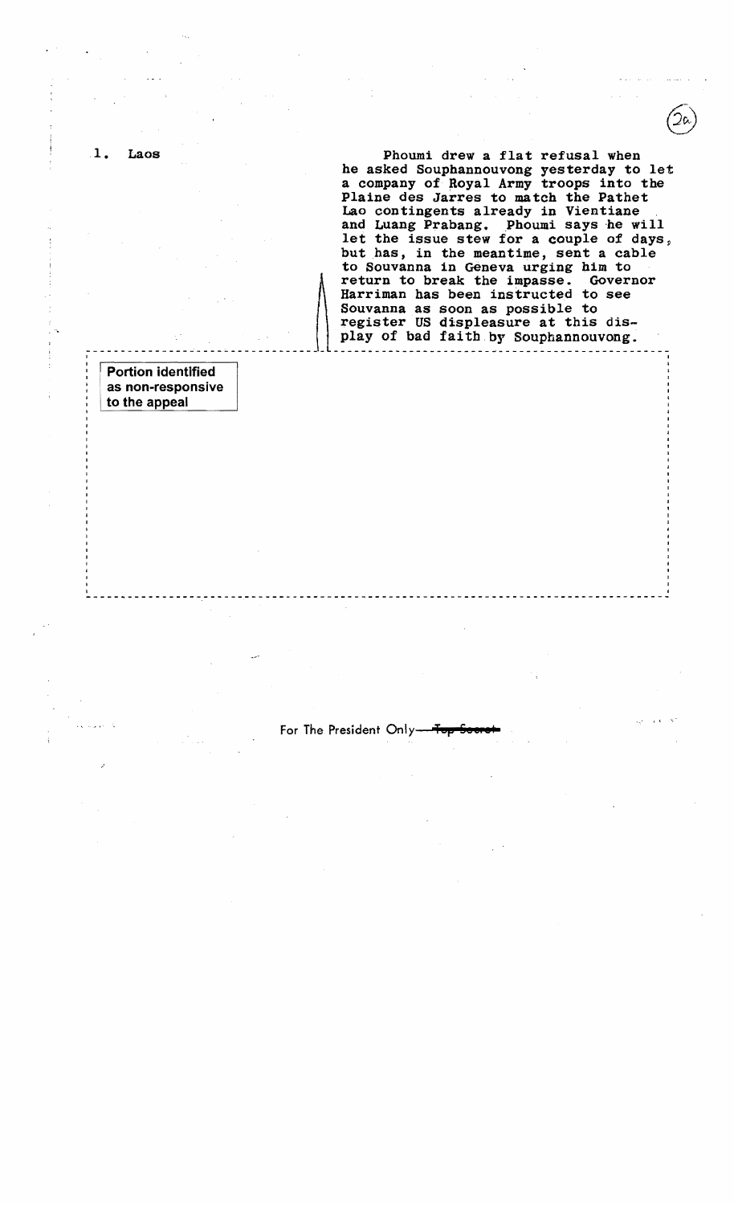1. Laos

Phoumi drew a flat refusal when he asked Souphannouvong yesterday to let a company of Royal Army troops into the Plaine des Jarres to match the Pathet Lao contingents already in Vientiane and Luang Prabang. Phoumi says he will let the issue stew for a couple of days, but has, in the meantime, sent a cable to Souvanna in Geneva urging him to return to break the impasse. Governor Harriman has been instructed to see Souvanna as soon as possible to register US displeasure at this display of bad faith by Souphannouvong.

Portion identified as non-responsive to the appeal

For The President Only—~~Top Secret~~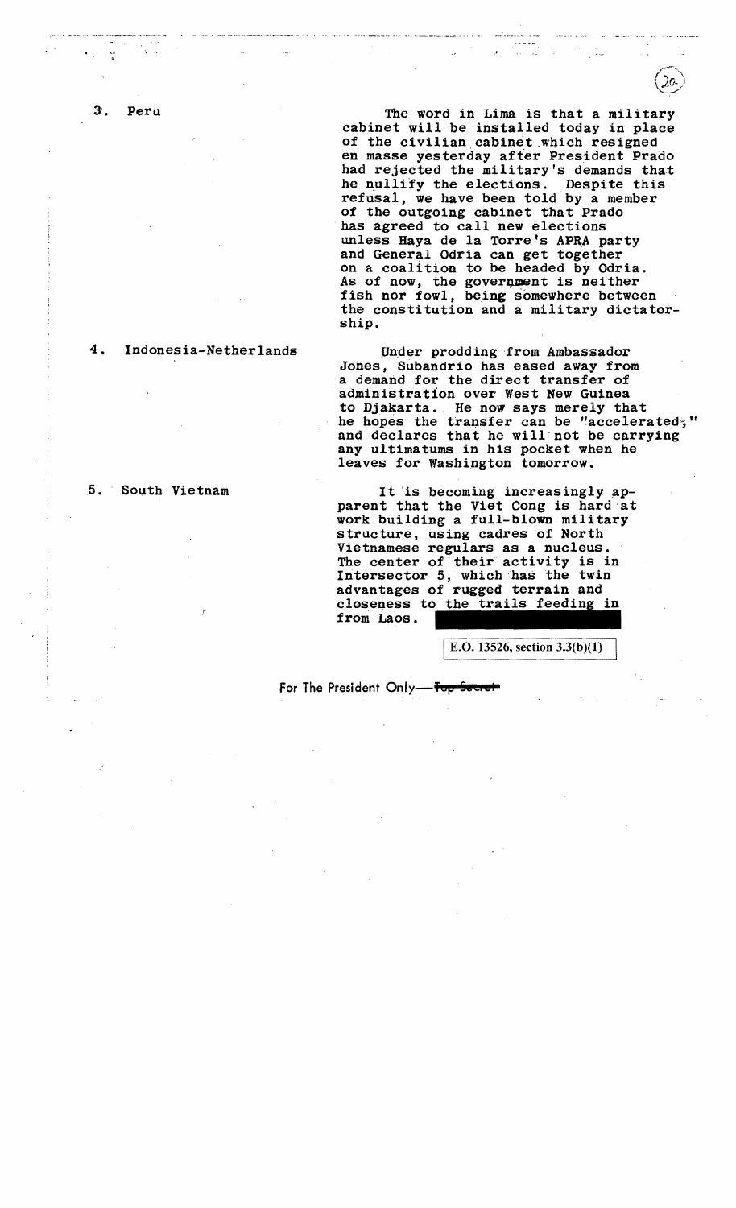3. Peru

The word in Lima is that a military cabinet will be installed today in place of the civilian cabinet which resigned en masse yesterday after President Prado had rejected the military's demands that he nullify the elections. Despite this refusal, we have been told by a member of the outgoing cabinet that Prado has agreed to call new elections unless Haya de la Torre's APRA party and General Odria can get together on a coalition to be headed by Odria. As of now, the government is neither fish nor fowl, being somewhere between the constitution and a military dictatorship.

4. Indonesia-Netherlands

Under prodding from Ambassador Jones, Subandrio has eased away from a demand for the direct transfer of administration over West New Guinea to Djakarta. He now says merely that he hopes the transfer can be "accelerated," and declares that he will not be carrying any ultimatums in his pocket when he leaves for Washington tomorrow.

5. South Vietnam

It is becoming increasingly apparent that the Viet Cong is hard at work building a full-blown military structure, using cadres of North Vietnamese regulars as a nucleus. The center of their activity is in Intersector 5, which has the twin advantages of rugged terrain and closeness to the trails feeding in from Laos.

E.O. 13526, section 3.3(b)(1)

For The President Only—~~Top Secret~~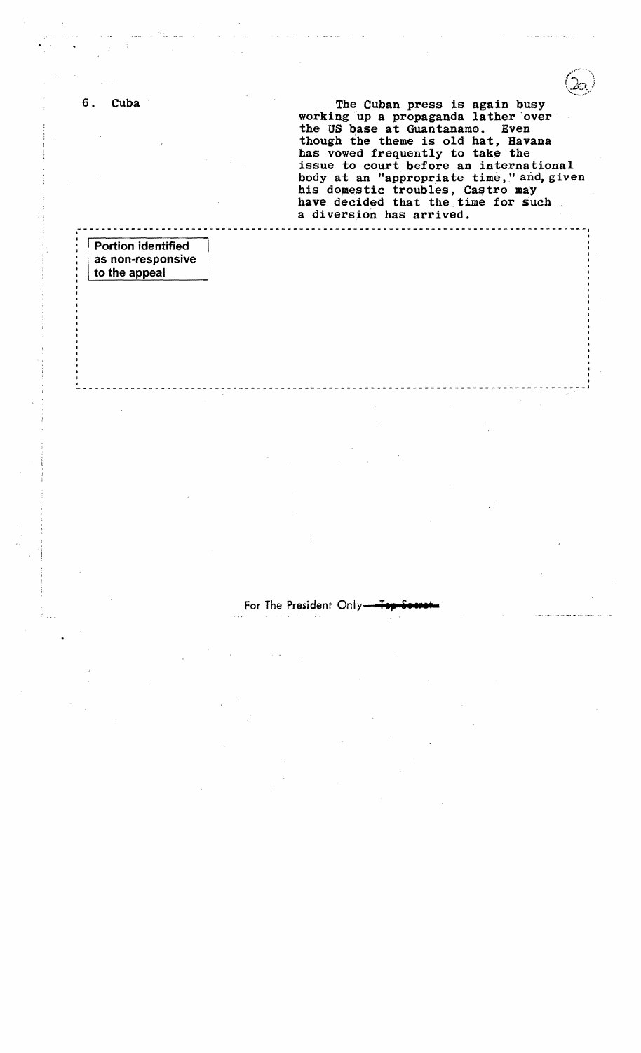6. Cuba

The Cuban press is again busy working up a propaganda lather over the US base at Guantanamo. Even though the theme is old hat, Havana has vowed frequently to take the issue to court before an international body at an "appropriate time," and, given his domestic troubles, Castro may have decided that the time for such a diversion has arrived.

Portion identified as non-responsive to the appeal

For The President Only—~~Top Secret~~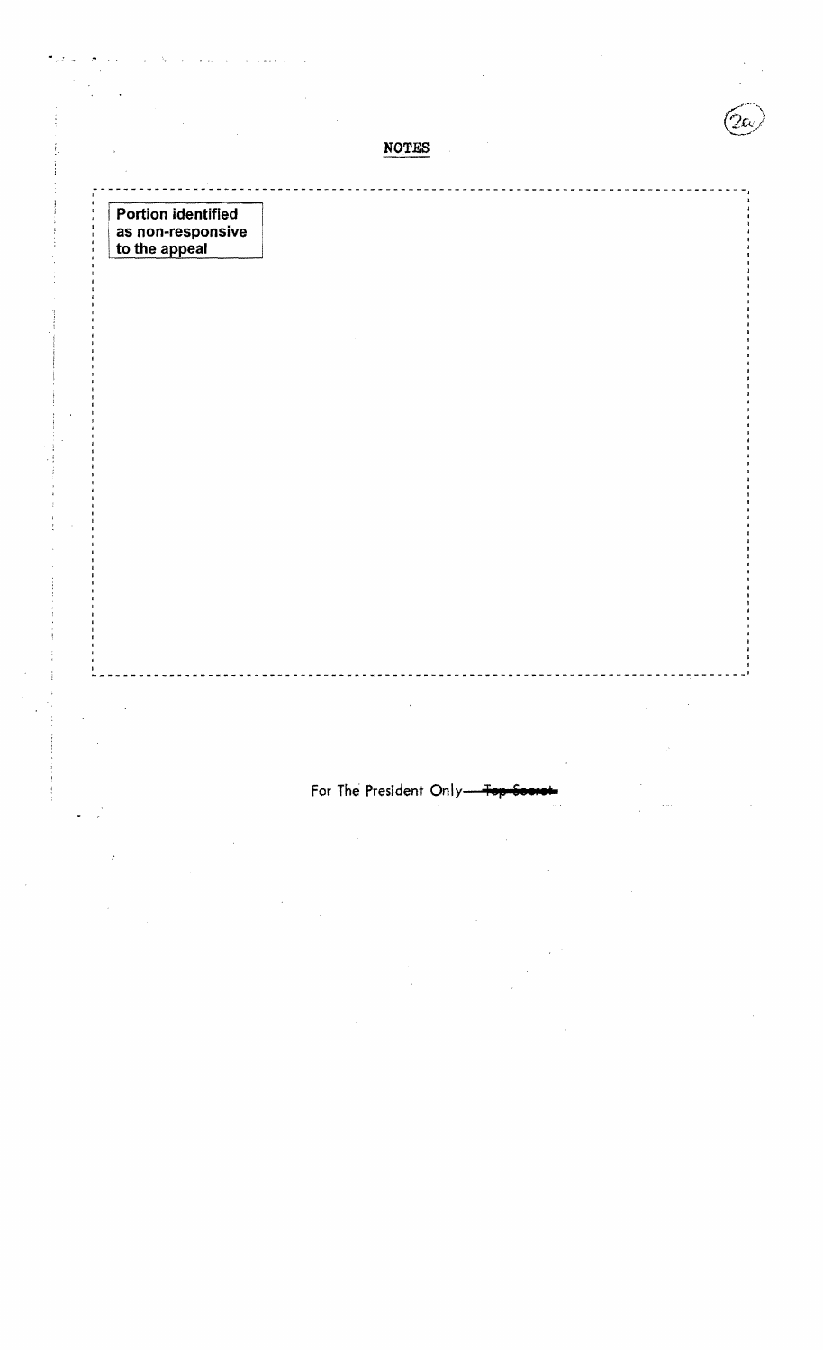## NOTES

Portion identified as non-responsive to the appeal

For The President Only—~~Top Secret~~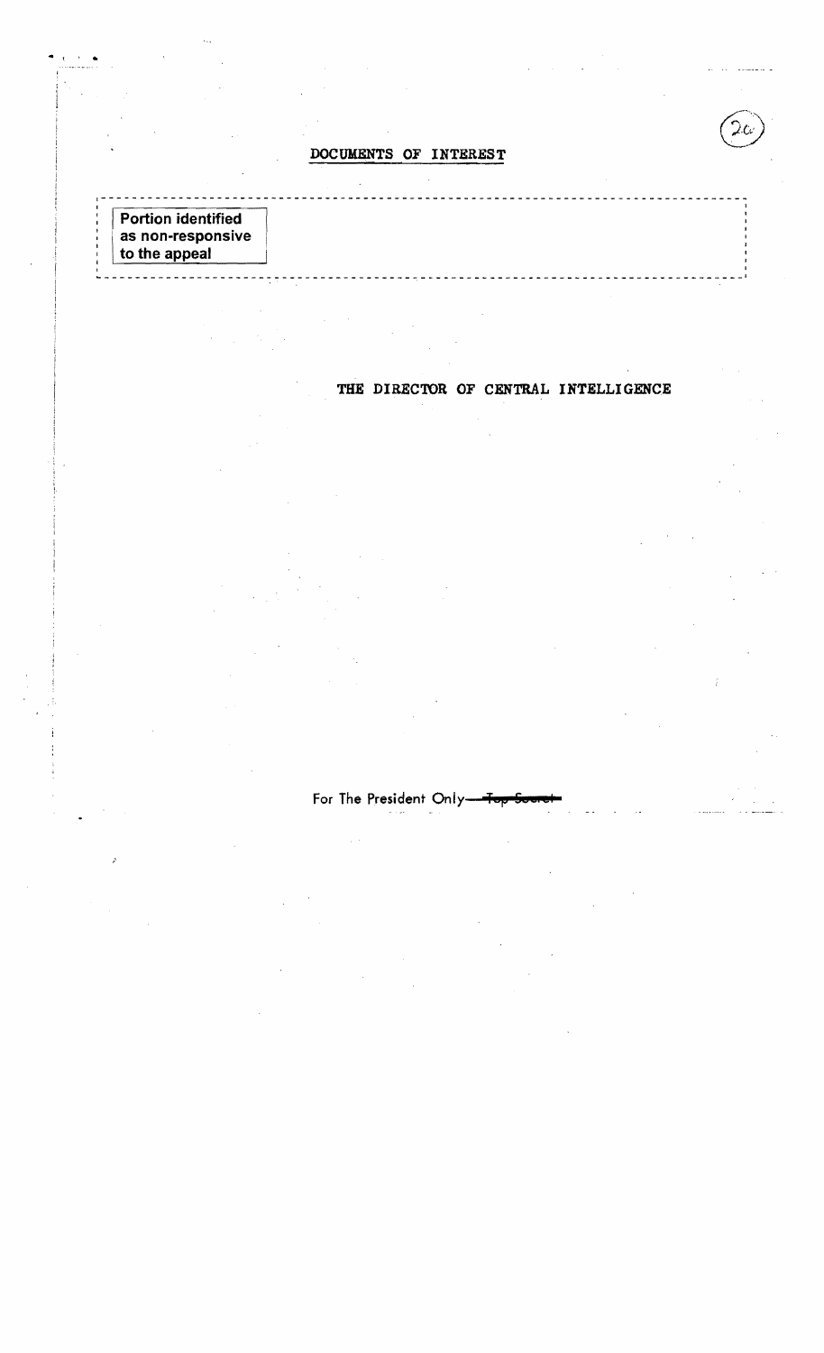2a

DOCUMENTS OF INTEREST

Portion identified as non-responsive to the appeal

THE DIRECTOR OF CENTRAL INTELLIGENCE

For The President Only—~~Top Secret~~